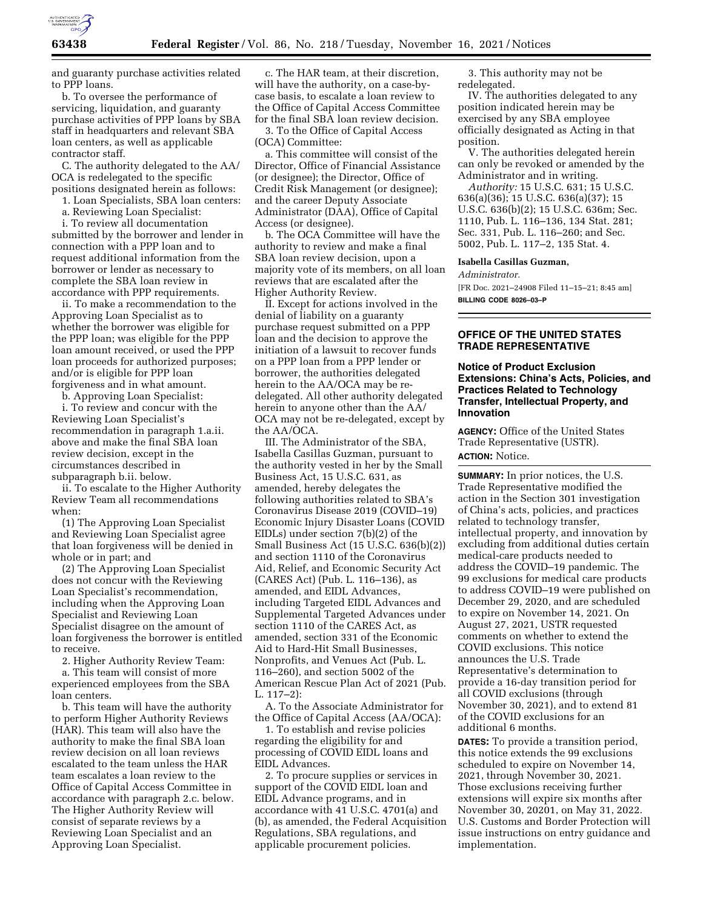and guaranty purchase activities related to PPP loans.

b. To oversee the performance of servicing, liquidation, and guaranty purchase activities of PPP loans by SBA staff in headquarters and relevant SBA loan centers, as well as applicable contractor staff.

C. The authority delegated to the AA/OCA is redelegated to the specific positions designated herein as follows:

1. Loan Specialists, SBA loan centers:

a. Reviewing Loan Specialist:

i. To review all documentation submitted by the borrower and lender in connection with a PPP loan and to request additional information from the borrower or lender as necessary to complete the SBA loan review in accordance with PPP requirements.

ii. To make a recommendation to the Approving Loan Specialist as to whether the borrower was eligible for the PPP loan; was eligible for the PPP loan amount received, or used the PPP loan proceeds for authorized purposes; and/or is eligible for PPP loan forgiveness and in what amount.

b. Approving Loan Specialist:

i. To review and concur with the Reviewing Loan Specialist's recommendation in paragraph 1.a.ii. above and make the final SBA loan review decision, except in the circumstances described in subparagraph b.ii. below.

ii. To escalate to the Higher Authority Review Team all recommendations when:

(1) The Approving Loan Specialist and Reviewing Loan Specialist agree that loan forgiveness will be denied in whole or in part; and

(2) The Approving Loan Specialist does not concur with the Reviewing Loan Specialist's recommendation, including when the Approving Loan Specialist and Reviewing Loan Specialist disagree on the amount of loan forgiveness the borrower is entitled to receive.

2. Higher Authority Review Team:

a. This team will consist of more experienced employees from the SBA loan centers.

b. This team will have the authority to perform Higher Authority Reviews (HAR). This team will also have the authority to make the final SBA loan review decision on all loan reviews escalated to the team unless the HAR team escalates a loan review to the Office of Capital Access Committee in accordance with paragraph 2.c. below. The Higher Authority Review will consist of separate reviews by a Reviewing Loan Specialist and an Approving Loan Specialist.

c. The HAR team, at their discretion, will have the authority, on a case-by-case basis, to escalate a loan review to the Office of Capital Access Committee for the final SBA loan review decision.

3. To the Office of Capital Access (OCA) Committee:

a. This committee will consist of the Director, Office of Financial Assistance (or designee); the Director, Office of Credit Risk Management (or designee); and the career Deputy Associate Administrator (DAA), Office of Capital Access (or designee).

b. The OCA Committee will have the authority to review and make a final SBA loan review decision, upon a majority vote of its members, on all loan reviews that are escalated after the Higher Authority Review.

II. Except for actions involved in the denial of liability on a guaranty purchase request submitted on a PPP loan and the decision to approve the initiation of a lawsuit to recover funds on a PPP loan from a PPP lender or borrower, the authorities delegated herein to the AA/OCA may be re-delegated. All other authority delegated herein to anyone other than the AA/OCA may not be re-delegated, except by the AA/OCA.

III. The Administrator of the SBA, Isabella Casillas Guzman, pursuant to the authority vested in her by the Small Business Act, 15 U.S.C. 631, as amended, hereby delegates the following authorities related to SBA's Coronavirus Disease 2019 (COVID–19) Economic Injury Disaster Loans (COVID EIDLs) under section 7(b)(2) of the Small Business Act (15 U.S.C. 636(b)(2)) and section 1110 of the Coronavirus Aid, Relief, and Economic Security Act (CARES Act) (Pub. L. 116–136), as amended, and EIDL Advances, including Targeted EIDL Advances and Supplemental Targeted Advances under section 1110 of the CARES Act, as amended, section 331 of the Economic Aid to Hard-Hit Small Businesses, Nonprofits, and Venues Act (Pub. L. 116–260), and section 5002 of the American Rescue Plan Act of 2021 (Pub. L. 117–2):

A. To the Associate Administrator for the Office of Capital Access (AA/OCA):

1. To establish and revise policies regarding the eligibility for and processing of COVID EIDL loans and EIDL Advances.

2. To procure supplies or services in support of the COVID EIDL loan and EIDL Advance programs, and in accordance with 41 U.S.C. 4701(a) and (b), as amended, the Federal Acquisition Regulations, SBA regulations, and applicable procurement policies.

3. This authority may not be redelegated.

IV. The authorities delegated to any position indicated herein may be exercised by any SBA employee officially designated as Acting in that position.

V. The authorities delegated herein can only be revoked or amended by the Administrator and in writing.

*Authority:* 15 U.S.C. 631; 15 U.S.C. 636(a)(36); 15 U.S.C. 636(a)(37); 15 U.S.C. 636(b)(2); 15 U.S.C. 636m; Sec. 1110, Pub. L. 116–136, 134 Stat. 281; Sec. 331, Pub. L. 116–260; and Sec. 5002, Pub. L. 117–2, 135 Stat. 4.

**Isabella Casillas Guzman,**

*Administrator.*

[FR Doc. 2021–24908 Filed 11–15–21; 8:45 am]

**BILLING CODE 8026–03–P**

## OFFICE OF THE UNITED STATES TRADE REPRESENTATIVE

### Notice of Product Exclusion Extensions: China's Acts, Policies, and Practices Related to Technology Transfer, Intellectual Property, and Innovation

**AGENCY:** Office of the United States Trade Representative (USTR).

**ACTION:** Notice.

**SUMMARY:** In prior notices, the U.S. Trade Representative modified the action in the Section 301 investigation of China's acts, policies, and practices related to technology transfer, intellectual property, and innovation by excluding from additional duties certain medical-care products needed to address the COVID–19 pandemic. The 99 exclusions for medical care products to address COVID–19 were published on December 29, 2020, and are scheduled to expire on November 14, 2021. On August 27, 2021, USTR requested comments on whether to extend the COVID exclusions. This notice announces the U.S. Trade Representative's determination to provide a 16-day transition period for all COVID exclusions (through November 30, 2021), and to extend 81 of the COVID exclusions for an additional 6 months.

**DATES:** To provide a transition period, this notice extends the 99 exclusions scheduled to expire on November 14, 2021, through November 30, 2021. Those exclusions receiving further extensions will expire six months after November 30, 20201, on May 31, 2022. U.S. Customs and Border Protection will issue instructions on entry guidance and implementation.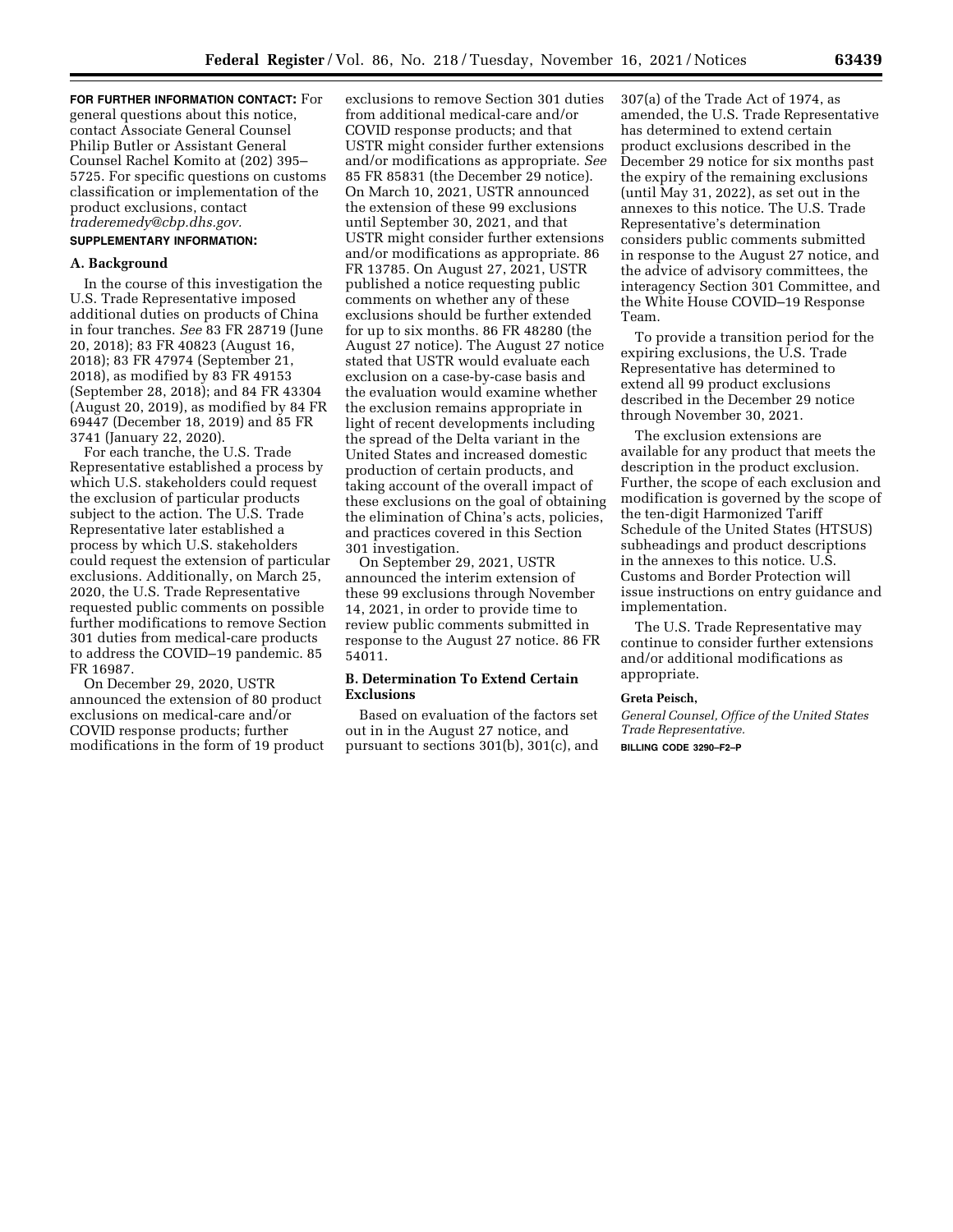**FOR FURTHER INFORMATION CONTACT:** For general questions about this notice, contact Associate General Counsel Philip Butler or Assistant General Counsel Rachel Komito at (202) 395–5725. For specific questions on customs classification or implementation of the product exclusions, contact *traderemedy@cbp.dhs.gov.*

**SUPPLEMENTARY INFORMATION:**

## A. Background

In the course of this investigation the U.S. Trade Representative imposed additional duties on products of China in four tranches. *See* 83 FR 28719 (June 20, 2018); 83 FR 40823 (August 16, 2018); 83 FR 47974 (September 21, 2018), as modified by 83 FR 49153 (September 28, 2018); and 84 FR 43304 (August 20, 2019), as modified by 84 FR 69447 (December 18, 2019) and 85 FR 3741 (January 22, 2020).

For each tranche, the U.S. Trade Representative established a process by which U.S. stakeholders could request the exclusion of particular products subject to the action. The U.S. Trade Representative later established a process by which U.S. stakeholders could request the extension of particular exclusions. Additionally, on March 25, 2020, the U.S. Trade Representative requested public comments on possible further modifications to remove Section 301 duties from medical-care products to address the COVID–19 pandemic. 85 FR 16987.

On December 29, 2020, USTR announced the extension of 80 product exclusions on medical-care and/or COVID response products; further modifications in the form of 19 product exclusions to remove Section 301 duties from additional medical-care and/or COVID response products; and that USTR might consider further extensions and/or modifications as appropriate. *See* 85 FR 85831 (the December 29 notice). On March 10, 2021, USTR announced the extension of these 99 exclusions until September 30, 2021, and that USTR might consider further extensions and/or modifications as appropriate. 86 FR 13785. On August 27, 2021, USTR published a notice requesting public comments on whether any of these exclusions should be further extended for up to six months. 86 FR 48280 (the August 27 notice). The August 27 notice stated that USTR would evaluate each exclusion on a case-by-case basis and the evaluation would examine whether the exclusion remains appropriate in light of recent developments including the spread of the Delta variant in the United States and increased domestic production of certain products, and taking account of the overall impact of these exclusions on the goal of obtaining the elimination of China's acts, policies, and practices covered in this Section 301 investigation.

On September 29, 2021, USTR announced the interim extension of these 99 exclusions through November 14, 2021, in order to provide time to review public comments submitted in response to the August 27 notice. 86 FR 54011.

## B. Determination To Extend Certain Exclusions

Based on evaluation of the factors set out in in the August 27 notice, and pursuant to sections 301(b), 301(c), and 307(a) of the Trade Act of 1974, as amended, the U.S. Trade Representative has determined to extend certain product exclusions described in the December 29 notice for six months past the expiry of the remaining exclusions (until May 31, 2022), as set out in the annexes to this notice. The U.S. Trade Representative's determination considers public comments submitted in response to the August 27 notice, and the advice of advisory committees, the interagency Section 301 Committee, and the White House COVID–19 Response Team.

To provide a transition period for the expiring exclusions, the U.S. Trade Representative has determined to extend all 99 product exclusions described in the December 29 notice through November 30, 2021.

The exclusion extensions are available for any product that meets the description in the product exclusion. Further, the scope of each exclusion and modification is governed by the scope of the ten-digit Harmonized Tariff Schedule of the United States (HTSUS) subheadings and product descriptions in the annexes to this notice. U.S. Customs and Border Protection will issue instructions on entry guidance and implementation.

The U.S. Trade Representative may continue to consider further extensions and/or additional modifications as appropriate.

**Greta Peisch,**

*General Counsel, Office of the United States Trade Representative.*

**BILLING CODE 3290–F2–P**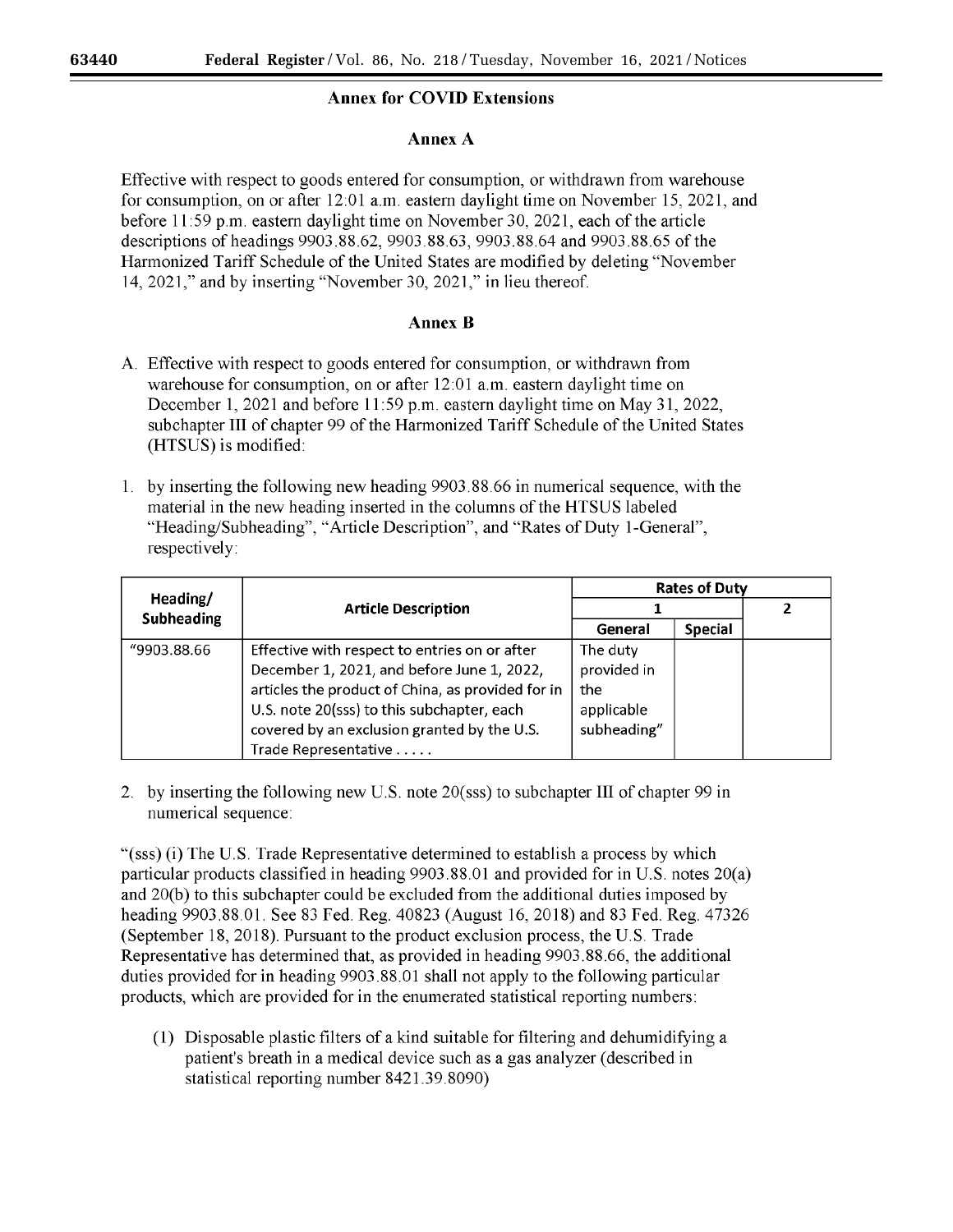## Annex for COVID Extensions

### Annex A

Effective with respect to goods entered for consumption, or withdrawn from warehouse for consumption, on or after 12:01 a.m. eastern daylight time on November 15, 2021, and before 11:59 p.m. eastern daylight time on November 30, 2021, each of the article descriptions of headings 9903.88.62, 9903.88.63, 9903.88.64 and 9903.88.65 of the Harmonized Tariff Schedule of the United States are modified by deleting "November 14, 2021," and by inserting "November 30, 2021," in lieu thereof.

### Annex B

A. Effective with respect to goods entered for consumption, or withdrawn from warehouse for consumption, on or after 12:01 a.m. eastern daylight time on December 1, 2021 and before 11:59 p.m. eastern daylight time on May 31, 2022, subchapter III of chapter 99 of the Harmonized Tariff Schedule of the United States (HTSUS) is modified:

1. by inserting the following new heading 9903.88.66 in numerical sequence, with the material in the new heading inserted in the columns of the HTSUS labeled "Heading/Subheading", "Article Description", and "Rates of Duty 1-General", respectively:

| Heading/ Subheading | Article Description | Rates of Duty | | |
|---|---|---|---|---|
| | | 1 | | 2 |
| | | General | Special | |
| "9903.88.66 | Effective with respect to entries on or after December 1, 2021, and before June 1, 2022, articles the product of China, as provided for in U.S. note 20(sss) to this subchapter, each covered by an exclusion granted by the U.S. Trade Representative . . . . . | The duty provided in the applicable subheading" | | |

2. by inserting the following new U.S. note 20(sss) to subchapter III of chapter 99 in numerical sequence:

"(sss) (i) The U.S. Trade Representative determined to establish a process by which particular products classified in heading 9903.88.01 and provided for in U.S. notes 20(a) and 20(b) to this subchapter could be excluded from the additional duties imposed by heading 9903.88.01. See 83 Fed. Reg. 40823 (August 16, 2018) and 83 Fed. Reg. 47326 (September 18, 2018). Pursuant to the product exclusion process, the U.S. Trade Representative has determined that, as provided in heading 9903.88.66, the additional duties provided for in heading 9903.88.01 shall not apply to the following particular products, which are provided for in the enumerated statistical reporting numbers:

(1) Disposable plastic filters of a kind suitable for filtering and dehumidifying a patient's breath in a medical device such as a gas analyzer (described in statistical reporting number 8421.39.8090)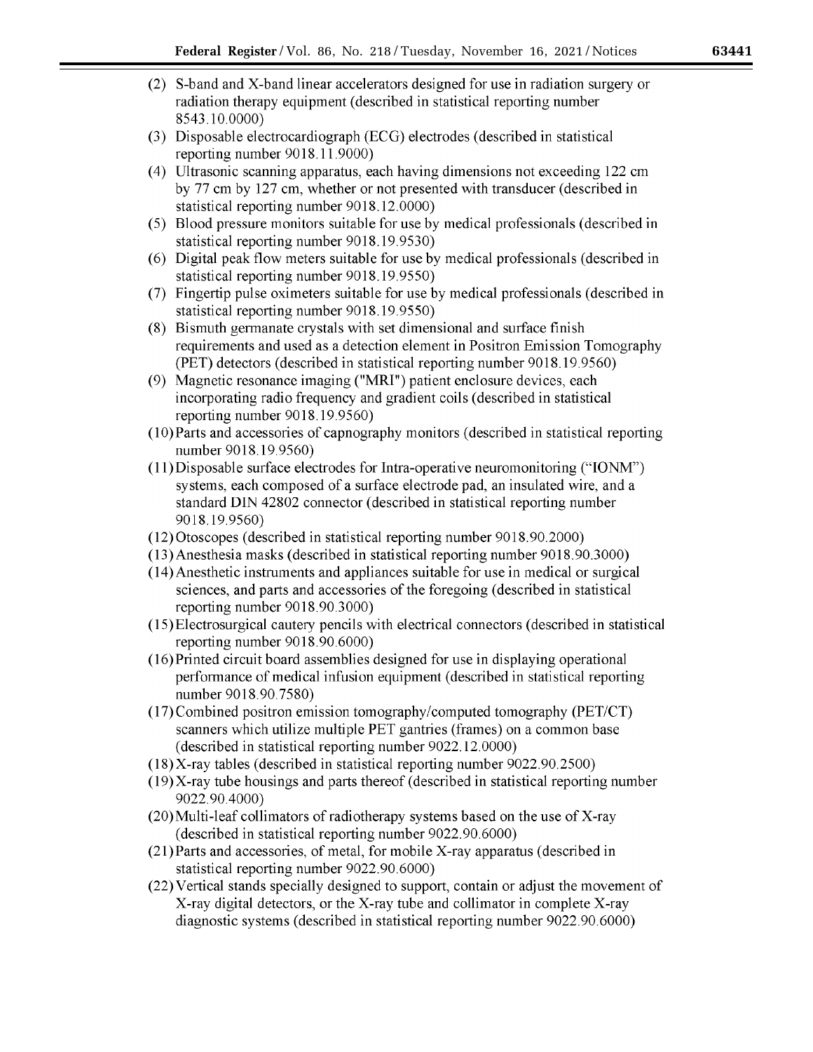(2) S-band and X-band linear accelerators designed for use in radiation surgery or radiation therapy equipment (described in statistical reporting number 8543.10.0000)

(3) Disposable electrocardiograph (ECG) electrodes (described in statistical reporting number 9018.11.9000)

(4) Ultrasonic scanning apparatus, each having dimensions not exceeding 122 cm by 77 cm by 127 cm, whether or not presented with transducer (described in statistical reporting number 9018.12.0000)

(5) Blood pressure monitors suitable for use by medical professionals (described in statistical reporting number 9018.19.9530)

(6) Digital peak flow meters suitable for use by medical professionals (described in statistical reporting number 9018.19.9550)

(7) Fingertip pulse oximeters suitable for use by medical professionals (described in statistical reporting number 9018.19.9550)

(8) Bismuth germanate crystals with set dimensional and surface finish requirements and used as a detection element in Positron Emission Tomography (PET) detectors (described in statistical reporting number 9018.19.9560)

(9) Magnetic resonance imaging ("MRI") patient enclosure devices, each incorporating radio frequency and gradient coils (described in statistical reporting number 9018.19.9560)

(10) Parts and accessories of capnography monitors (described in statistical reporting number 9018.19.9560)

(11) Disposable surface electrodes for Intra-operative neuromonitoring ("IONM") systems, each composed of a surface electrode pad, an insulated wire, and a standard DIN 42802 connector (described in statistical reporting number 9018.19.9560)

(12) Otoscopes (described in statistical reporting number 9018.90.2000)

(13) Anesthesia masks (described in statistical reporting number 9018.90.3000)

(14) Anesthetic instruments and appliances suitable for use in medical or surgical sciences, and parts and accessories of the foregoing (described in statistical reporting number 9018.90.3000)

(15) Electrosurgical cautery pencils with electrical connectors (described in statistical reporting number 9018.90.6000)

(16) Printed circuit board assemblies designed for use in displaying operational performance of medical infusion equipment (described in statistical reporting number 9018.90.7580)

(17) Combined positron emission tomography/computed tomography (PET/CT) scanners which utilize multiple PET gantries (frames) on a common base (described in statistical reporting number 9022.12.0000)

(18) X-ray tables (described in statistical reporting number 9022.90.2500)

(19) X-ray tube housings and parts thereof (described in statistical reporting number 9022.90.4000)

(20) Multi-leaf collimators of radiotherapy systems based on the use of X-ray (described in statistical reporting number 9022.90.6000)

(21) Parts and accessories, of metal, for mobile X-ray apparatus (described in statistical reporting number 9022.90.6000)

(22) Vertical stands specially designed to support, contain or adjust the movement of X-ray digital detectors, or the X-ray tube and collimator in complete X-ray diagnostic systems (described in statistical reporting number 9022.90.6000)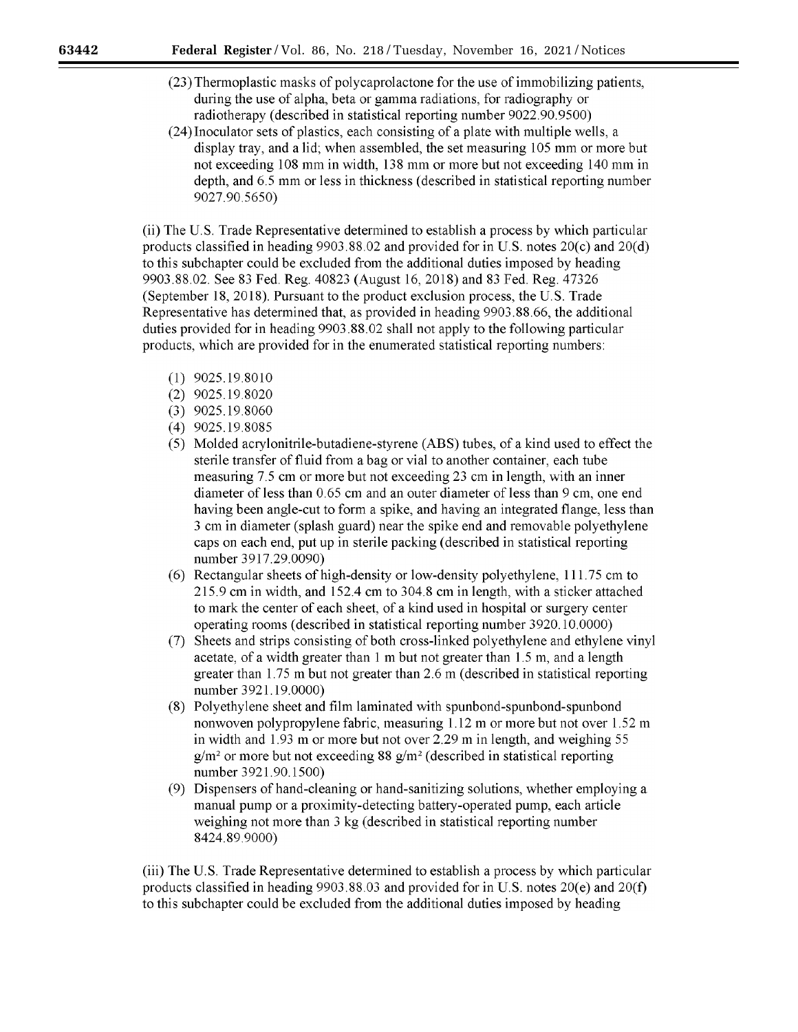(23) Thermoplastic masks of polycaprolactone for the use of immobilizing patients, during the use of alpha, beta or gamma radiations, for radiography or radiotherapy (described in statistical reporting number 9022.90.9500)

(24) Inoculator sets of plastics, each consisting of a plate with multiple wells, a display tray, and a lid; when assembled, the set measuring 105 mm or more but not exceeding 108 mm in width, 138 mm or more but not exceeding 140 mm in depth, and 6.5 mm or less in thickness (described in statistical reporting number 9027.90.5650)

(ii) The U.S. Trade Representative determined to establish a process by which particular products classified in heading 9903.88.02 and provided for in U.S. notes 20(c) and 20(d) to this subchapter could be excluded from the additional duties imposed by heading 9903.88.02. See 83 Fed. Reg. 40823 (August 16, 2018) and 83 Fed. Reg. 47326 (September 18, 2018). Pursuant to the product exclusion process, the U.S. Trade Representative has determined that, as provided in heading 9903.88.66, the additional duties provided for in heading 9903.88.02 shall not apply to the following particular products, which are provided for in the enumerated statistical reporting numbers:

(1) 9025.19.8010

(2) 9025.19.8020

(3) 9025.19.8060

(4) 9025.19.8085

(5) Molded acrylonitrile-butadiene-styrene (ABS) tubes, of a kind used to effect the sterile transfer of fluid from a bag or vial to another container, each tube measuring 7.5 cm or more but not exceeding 23 cm in length, with an inner diameter of less than 0.65 cm and an outer diameter of less than 9 cm, one end having been angle-cut to form a spike, and having an integrated flange, less than 3 cm in diameter (splash guard) near the spike end and removable polyethylene caps on each end, put up in sterile packing (described in statistical reporting number 3917.29.0090)

(6) Rectangular sheets of high-density or low-density polyethylene, 111.75 cm to 215.9 cm in width, and 152.4 cm to 304.8 cm in length, with a sticker attached to mark the center of each sheet, of a kind used in hospital or surgery center operating rooms (described in statistical reporting number 3920.10.0000)

(7) Sheets and strips consisting of both cross-linked polyethylene and ethylene vinyl acetate, of a width greater than 1 m but not greater than 1.5 m, and a length greater than 1.75 m but not greater than 2.6 m (described in statistical reporting number 3921.19.0000)

(8) Polyethylene sheet and film laminated with spunbond-spunbond-spunbond nonwoven polypropylene fabric, measuring 1.12 m or more but not over 1.52 m in width and 1.93 m or more but not over 2.29 m in length, and weighing 55 $g/m^2$ or more but not exceeding 88 $g/m^2$ (described in statistical reporting number 3921.90.1500)

(9) Dispensers of hand-cleaning or hand-sanitizing solutions, whether employing a manual pump or a proximity-detecting battery-operated pump, each article weighing not more than 3 kg (described in statistical reporting number 8424.89.9000)

(iii) The U.S. Trade Representative determined to establish a process by which particular products classified in heading 9903.88.03 and provided for in U.S. notes 20(e) and 20(f) to this subchapter could be excluded from the additional duties imposed by heading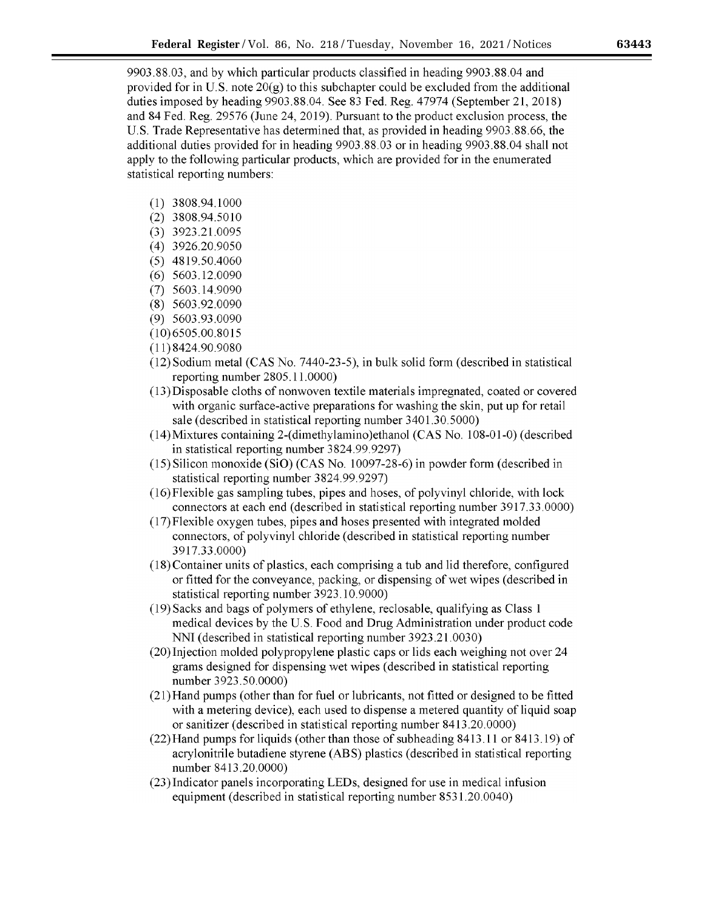9903.88.03, and by which particular products classified in heading 9903.88.04 and provided for in U.S. note 20(g) to this subchapter could be excluded from the additional duties imposed by heading 9903.88.04. See 83 Fed. Reg. 47974 (September 21, 2018) and 84 Fed. Reg. 29576 (June 24, 2019). Pursuant to the product exclusion process, the U.S. Trade Representative has determined that, as provided in heading 9903.88.66, the additional duties provided for in heading 9903.88.03 or in heading 9903.88.04 shall not apply to the following particular products, which are provided for in the enumerated statistical reporting numbers:

(1) 3808.94.1000
(2) 3808.94.5010
(3) 3923.21.0095
(4) 3926.20.9050
(5) 4819.50.4060
(6) 5603.12.0090
(7) 5603.14.9090
(8) 5603.92.0090
(9) 5603.93.0090
(10) 6505.00.8015
(11) 8424.90.9080
(12) Sodium metal (CAS No. 7440-23-5), in bulk solid form (described in statistical reporting number 2805.11.0000)
(13) Disposable cloths of nonwoven textile materials impregnated, coated or covered with organic surface-active preparations for washing the skin, put up for retail sale (described in statistical reporting number 3401.30.5000)
(14) Mixtures containing 2-(dimethylamino)ethanol (CAS No. 108-01-0) (described in statistical reporting number 3824.99.9297)
(15) Silicon monoxide (SiO) (CAS No. 10097-28-6) in powder form (described in statistical reporting number 3824.99.9297)
(16) Flexible gas sampling tubes, pipes and hoses, of polyvinyl chloride, with lock connectors at each end (described in statistical reporting number 3917.33.0000)
(17) Flexible oxygen tubes, pipes and hoses presented with integrated molded connectors, of polyvinyl chloride (described in statistical reporting number 3917.33.0000)
(18) Container units of plastics, each comprising a tub and lid therefore, configured or fitted for the conveyance, packing, or dispensing of wet wipes (described in statistical reporting number 3923.10.9000)
(19) Sacks and bags of polymers of ethylene, reclosable, qualifying as Class 1 medical devices by the U.S. Food and Drug Administration under product code NNI (described in statistical reporting number 3923.21.0030)
(20) Injection molded polypropylene plastic caps or lids each weighing not over 24 grams designed for dispensing wet wipes (described in statistical reporting number 3923.50.0000)
(21) Hand pumps (other than for fuel or lubricants, not fitted or designed to be fitted with a metering device), each used to dispense a metered quantity of liquid soap or sanitizer (described in statistical reporting number 8413.20.0000)
(22) Hand pumps for liquids (other than those of subheading 8413.11 or 8413.19) of acrylonitrile butadiene styrene (ABS) plastics (described in statistical reporting number 8413.20.0000)
(23) Indicator panels incorporating LEDs, designed for use in medical infusion equipment (described in statistical reporting number 8531.20.0040)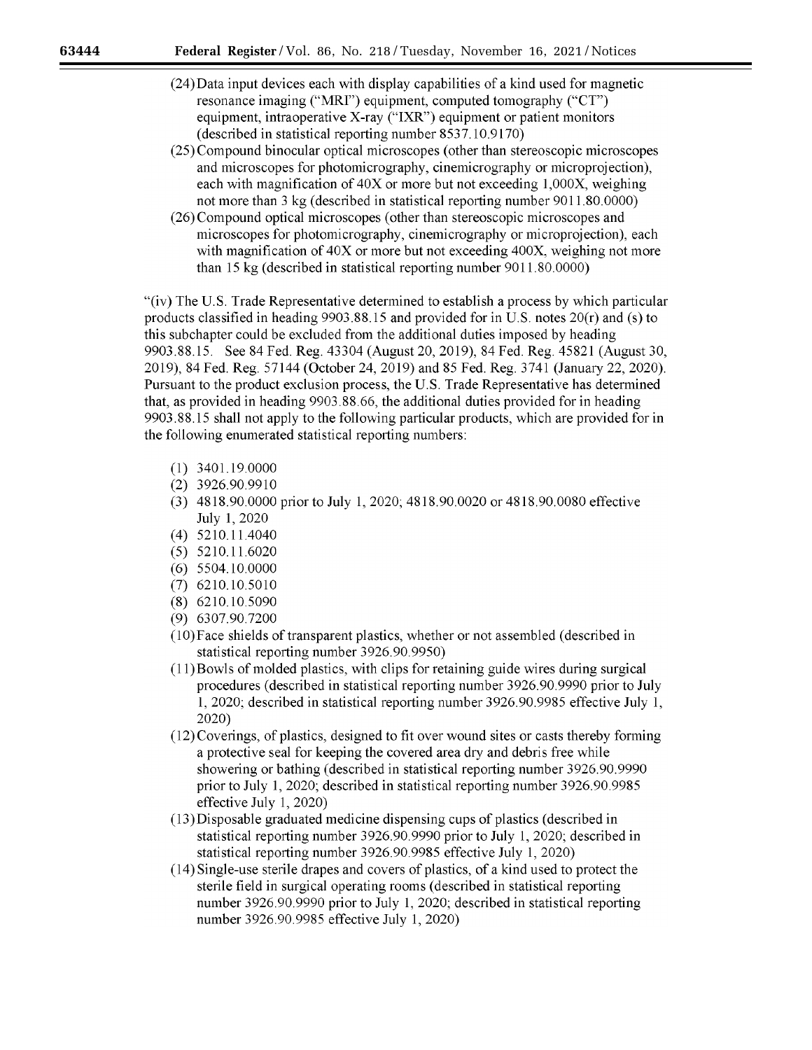(24) Data input devices each with display capabilities of a kind used for magnetic resonance imaging ("MRI") equipment, computed tomography ("CT") equipment, intraoperative X-ray ("IXR") equipment or patient monitors (described in statistical reporting number 8537.10.9170)

(25) Compound binocular optical microscopes (other than stereoscopic microscopes and microscopes for photomicrography, cinemicrography or microprojection), each with magnification of 40X or more but not exceeding 1,000X, weighing not more than 3 kg (described in statistical reporting number 9011.80.0000)

(26) Compound optical microscopes (other than stereoscopic microscopes and microscopes for photomicrography, cinemicrography or microprojection), each with magnification of 40X or more but not exceeding 400X, weighing not more than 15 kg (described in statistical reporting number 9011.80.0000)

"(iv) The U.S. Trade Representative determined to establish a process by which particular products classified in heading 9903.88.15 and provided for in U.S. notes 20(r) and (s) to this subchapter could be excluded from the additional duties imposed by heading 9903.88.15. See 84 Fed. Reg. 43304 (August 20, 2019), 84 Fed. Reg. 45821 (August 30, 2019), 84 Fed. Reg. 57144 (October 24, 2019) and 85 Fed. Reg. 3741 (January 22, 2020). Pursuant to the product exclusion process, the U.S. Trade Representative has determined that, as provided in heading 9903.88.66, the additional duties provided for in heading 9903.88.15 shall not apply to the following particular products, which are provided for in the following enumerated statistical reporting numbers:

(1) 3401.19.0000

(2) 3926.90.9910

(3) 4818.90.0000 prior to July 1, 2020; 4818.90.0020 or 4818.90.0080 effective July 1, 2020

(4) 5210.11.4040

(5) 5210.11.6020

(6) 5504.10.0000

(7) 6210.10.5010

(8) 6210.10.5090

(9) 6307.90.7200

(10) Face shields of transparent plastics, whether or not assembled (described in statistical reporting number 3926.90.9950)

(11) Bowls of molded plastics, with clips for retaining guide wires during surgical procedures (described in statistical reporting number 3926.90.9990 prior to July 1, 2020; described in statistical reporting number 3926.90.9985 effective July 1, 2020)

(12) Coverings, of plastics, designed to fit over wound sites or casts thereby forming a protective seal for keeping the covered area dry and debris free while showering or bathing (described in statistical reporting number 3926.90.9990 prior to July 1, 2020; described in statistical reporting number 3926.90.9985 effective July 1, 2020)

(13) Disposable graduated medicine dispensing cups of plastics (described in statistical reporting number 3926.90.9990 prior to July 1, 2020; described in statistical reporting number 3926.90.9985 effective July 1, 2020)

(14) Single-use sterile drapes and covers of plastics, of a kind used to protect the sterile field in surgical operating rooms (described in statistical reporting number 3926.90.9990 prior to July 1, 2020; described in statistical reporting number 3926.90.9985 effective July 1, 2020)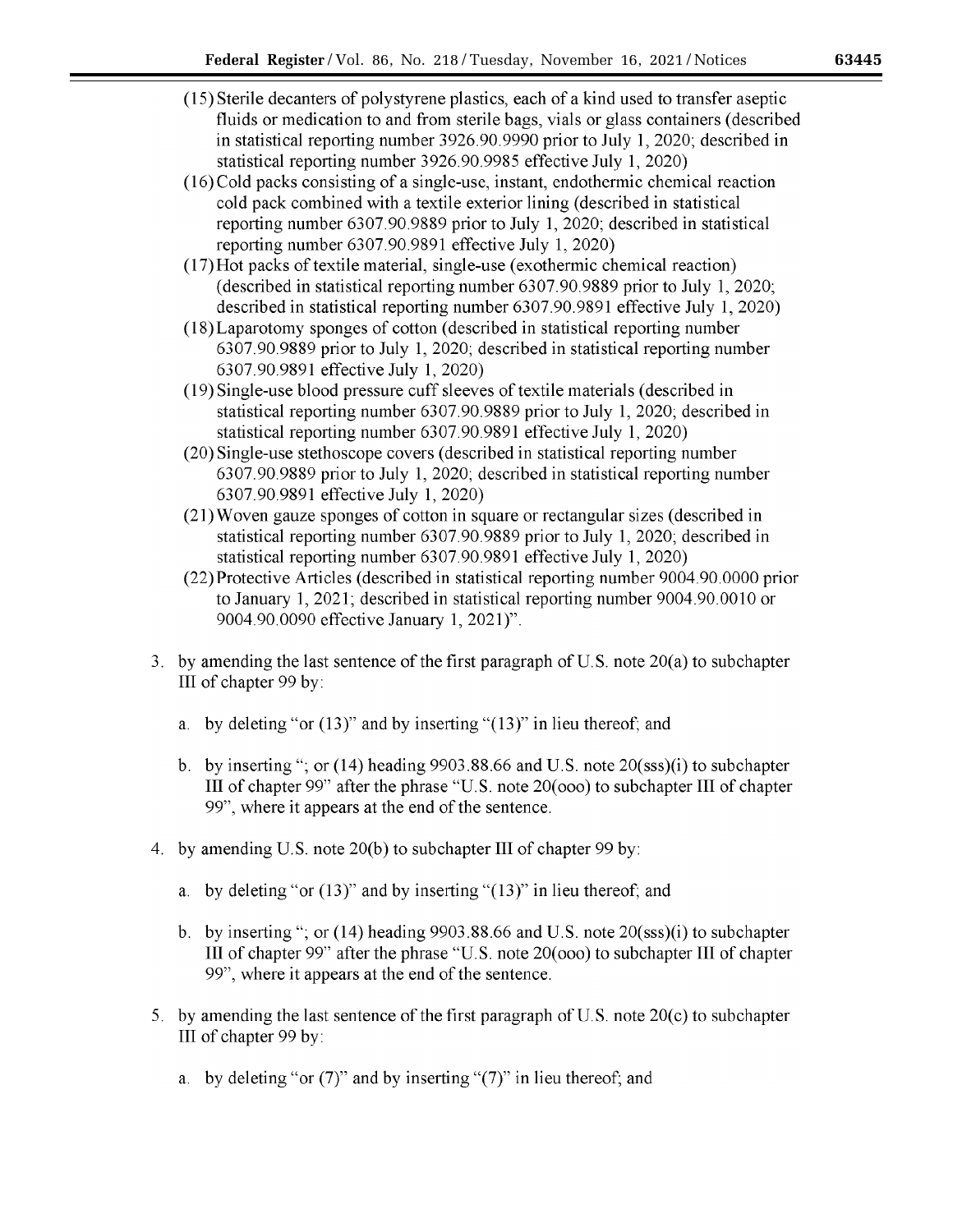(15) Sterile decanters of polystyrene plastics, each of a kind used to transfer aseptic fluids or medication to and from sterile bags, vials or glass containers (described in statistical reporting number 3926.90.9990 prior to July 1, 2020; described in statistical reporting number 3926.90.9985 effective July 1, 2020)

(16) Cold packs consisting of a single-use, instant, endothermic chemical reaction cold pack combined with a textile exterior lining (described in statistical reporting number 6307.90.9889 prior to July 1, 2020; described in statistical reporting number 6307.90.9891 effective July 1, 2020)

(17) Hot packs of textile material, single-use (exothermic chemical reaction) (described in statistical reporting number 6307.90.9889 prior to July 1, 2020; described in statistical reporting number 6307.90.9891 effective July 1, 2020)

(18) Laparotomy sponges of cotton (described in statistical reporting number 6307.90.9889 prior to July 1, 2020; described in statistical reporting number 6307.90.9891 effective July 1, 2020)

(19) Single-use blood pressure cuff sleeves of textile materials (described in statistical reporting number 6307.90.9889 prior to July 1, 2020; described in statistical reporting number 6307.90.9891 effective July 1, 2020)

(20) Single-use stethoscope covers (described in statistical reporting number 6307.90.9889 prior to July 1, 2020; described in statistical reporting number 6307.90.9891 effective July 1, 2020)

(21) Woven gauze sponges of cotton in square or rectangular sizes (described in statistical reporting number 6307.90.9889 prior to July 1, 2020; described in statistical reporting number 6307.90.9891 effective July 1, 2020)

(22) Protective Articles (described in statistical reporting number 9004.90.0000 prior to January 1, 2021; described in statistical reporting number 9004.90.0010 or 9004.90.0090 effective January 1, 2021)".

3. by amending the last sentence of the first paragraph of U.S. note 20(a) to subchapter III of chapter 99 by:

   a. by deleting "or (13)" and by inserting "(13)" in lieu thereof; and

   b. by inserting "; or (14) heading 9903.88.66 and U.S. note 20(sss)(i) to subchapter III of chapter 99" after the phrase "U.S. note 20(ooo) to subchapter III of chapter 99", where it appears at the end of the sentence.

4. by amending U.S. note 20(b) to subchapter III of chapter 99 by:

   a. by deleting "or (13)" and by inserting "(13)" in lieu thereof; and

   b. by inserting "; or (14) heading 9903.88.66 and U.S. note 20(sss)(i) to subchapter III of chapter 99" after the phrase "U.S. note 20(ooo) to subchapter III of chapter 99", where it appears at the end of the sentence.

5. by amending the last sentence of the first paragraph of U.S. note 20(c) to subchapter III of chapter 99 by:

   a. by deleting "or (7)" and by inserting "(7)" in lieu thereof; and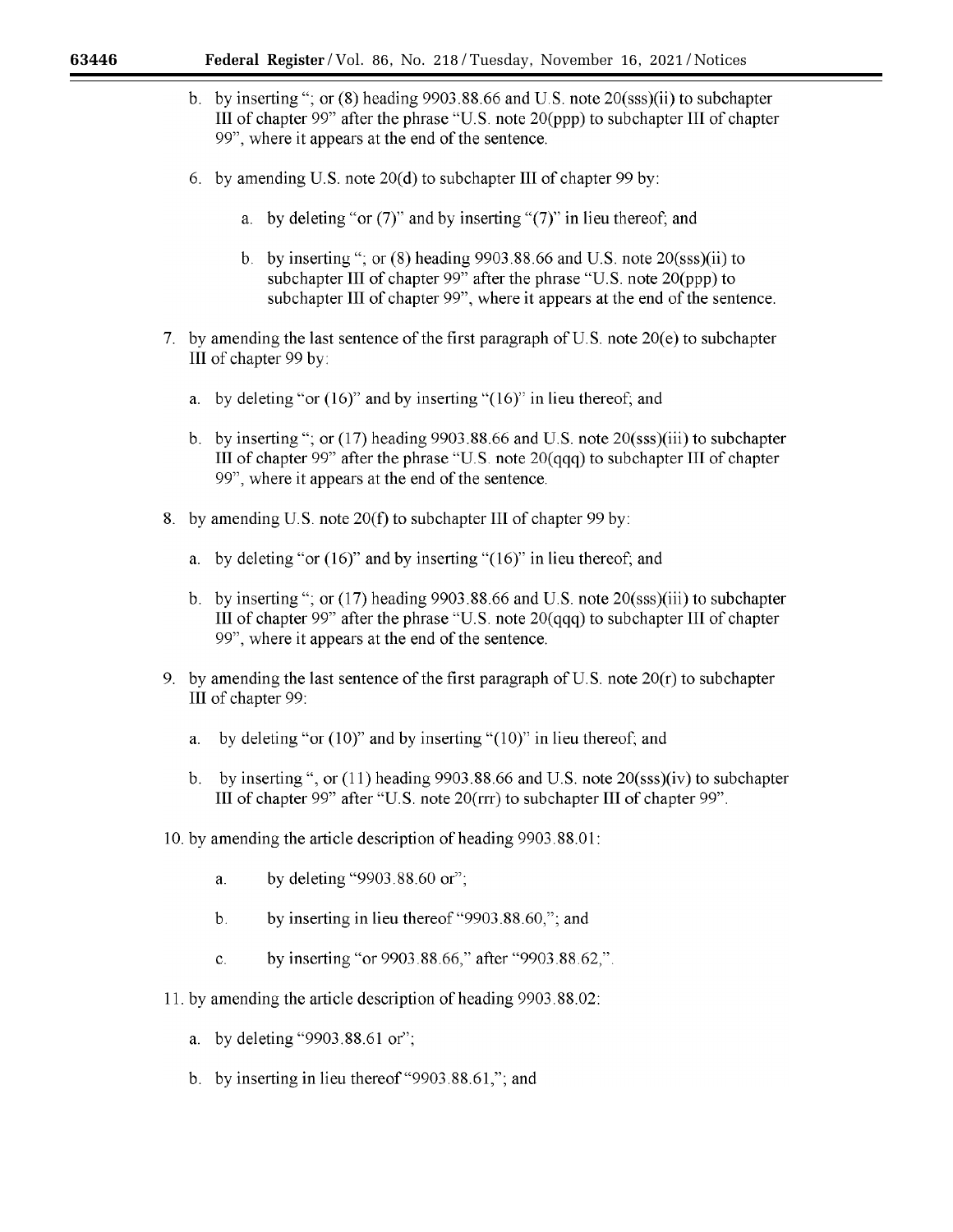b. by inserting "; or (8) heading 9903.88.66 and U.S. note 20(sss)(ii) to subchapter III of chapter 99" after the phrase "U.S. note 20(ppp) to subchapter III of chapter 99", where it appears at the end of the sentence.

6. by amending U.S. note 20(d) to subchapter III of chapter 99 by:

    a. by deleting "or (7)" and by inserting "(7)" in lieu thereof; and

    b. by inserting "; or (8) heading 9903.88.66 and U.S. note 20(sss)(ii) to subchapter III of chapter 99" after the phrase "U.S. note 20(ppp) to subchapter III of chapter 99", where it appears at the end of the sentence.

7. by amending the last sentence of the first paragraph of U.S. note 20(e) to subchapter III of chapter 99 by:

    a. by deleting "or (16)" and by inserting "(16)" in lieu thereof; and

    b. by inserting "; or (17) heading 9903.88.66 and U.S. note 20(sss)(iii) to subchapter III of chapter 99" after the phrase "U.S. note 20(qqq) to subchapter III of chapter 99", where it appears at the end of the sentence.

8. by amending U.S. note 20(f) to subchapter III of chapter 99 by:

    a. by deleting "or (16)" and by inserting "(16)" in lieu thereof; and

    b. by inserting "; or (17) heading 9903.88.66 and U.S. note 20(sss)(iii) to subchapter III of chapter 99" after the phrase "U.S. note 20(qqq) to subchapter III of chapter 99", where it appears at the end of the sentence.

9. by amending the last sentence of the first paragraph of U.S. note 20(r) to subchapter III of chapter 99:

    a. by deleting "or (10)" and by inserting "(10)" in lieu thereof; and

    b. by inserting ", or (11) heading 9903.88.66 and U.S. note 20(sss)(iv) to subchapter III of chapter 99" after "U.S. note 20(rrr) to subchapter III of chapter 99".

10. by amending the article description of heading 9903.88.01:

    a. by deleting "9903.88.60 or";

    b. by inserting in lieu thereof "9903.88.60,"; and

    c. by inserting "or 9903.88.66," after "9903.88.62,".

11. by amending the article description of heading 9903.88.02:

    a. by deleting "9903.88.61 or";

    b. by inserting in lieu thereof "9903.88.61,"; and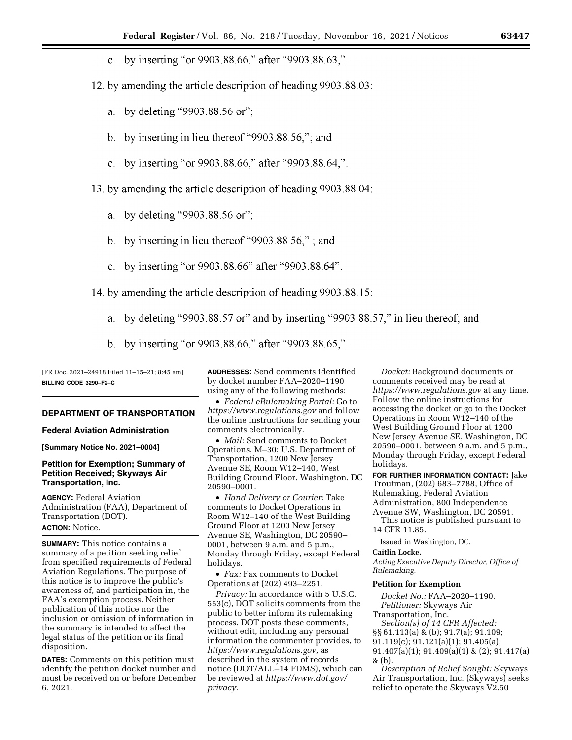c. by inserting "or 9903.88.66," after "9903.88.63,".

12. by amending the article description of heading 9903.88.03:

a. by deleting "9903.88.56 or";

b. by inserting in lieu thereof "9903.88.56,"; and

c. by inserting "or 9903.88.66," after "9903.88.64,".

13. by amending the article description of heading 9903.88.04:

a. by deleting "9903.88.56 or";

b. by inserting in lieu thereof "9903.88.56," ; and

c. by inserting "or 9903.88.66" after "9903.88.64".

14. by amending the article description of heading 9903.88.15:

a. by deleting "9903.88.57 or" and by inserting "9903.88.57," in lieu thereof; and

b. by inserting "or 9903.88.66," after "9903.88.65,".

[FR Doc. 2021–24918 Filed 11–15–21; 8:45 am]

**BILLING CODE 3290–F2–C**

## DEPARTMENT OF TRANSPORTATION

### Federal Aviation Administration

**[Summary Notice No. 2021–0004]**

### Petition for Exemption; Summary of Petition Received; Skyways Air Transportation, Inc.

**AGENCY:** Federal Aviation Administration (FAA), Department of Transportation (DOT).

**ACTION:** Notice.

**SUMMARY:** This notice contains a summary of a petition seeking relief from specified requirements of Federal Aviation Regulations. The purpose of this notice is to improve the public's awareness of, and participation in, the FAA's exemption process. Neither publication of this notice nor the inclusion or omission of information in the summary is intended to affect the legal status of the petition or its final disposition.

**DATES:** Comments on this petition must identify the petition docket number and must be received on or before December 6, 2021.

**ADDRESSES:** Send comments identified by docket number FAA–2020–1190 using any of the following methods:

- *Federal eRulemaking Portal:* Go to *https://www.regulations.gov* and follow the online instructions for sending your comments electronically.
- *Mail:* Send comments to Docket Operations, M–30; U.S. Department of Transportation, 1200 New Jersey Avenue SE, Room W12–140, West Building Ground Floor, Washington, DC 20590–0001.
- *Hand Delivery or Courier:* Take comments to Docket Operations in Room W12–140 of the West Building Ground Floor at 1200 New Jersey Avenue SE, Washington, DC 20590–0001, between 9 a.m. and 5 p.m., Monday through Friday, except Federal holidays.
- *Fax:* Fax comments to Docket Operations at (202) 493–2251.

*Privacy:* In accordance with 5 U.S.C. 553(c), DOT solicits comments from the public to better inform its rulemaking process. DOT posts these comments, without edit, including any personal information the commenter provides, to *https://www.regulations.gov,* as described in the system of records notice (DOT/ALL–14 FDMS), which can be reviewed at *https://www.dot.gov/privacy.*

*Docket:* Background documents or comments received may be read at *https://www.regulations.gov* at any time. Follow the online instructions for accessing the docket or go to the Docket Operations in Room W12–140 of the West Building Ground Floor at 1200 New Jersey Avenue SE, Washington, DC 20590–0001, between 9 a.m. and 5 p.m., Monday through Friday, except Federal holidays.

**FOR FURTHER INFORMATION CONTACT:** Jake Troutman, (202) 683–7788, Office of Rulemaking, Federal Aviation Administration, 800 Independence Avenue SW, Washington, DC 20591.

This notice is published pursuant to 14 CFR 11.85.

Issued in Washington, DC.

**Caitlin Locke,**

*Acting Executive Deputy Director, Office of Rulemaking.*

### Petition for Exemption

*Docket No.:* FAA–2020–1190.

*Petitioner:* Skyways Air Transportation, Inc.

*Section(s) of 14 CFR Affected:* §§ 61.113(a) & (b); 91.7(a); 91.109; 91.119(c); 91.121(a)(1); 91.405(a); 91.407(a)(1); 91.409(a)(1) & (2); 91.417(a) & (b).

*Description of Relief Sought:* Skyways Air Transportation, Inc. (Skyways) seeks relief to operate the Skyways V2.50